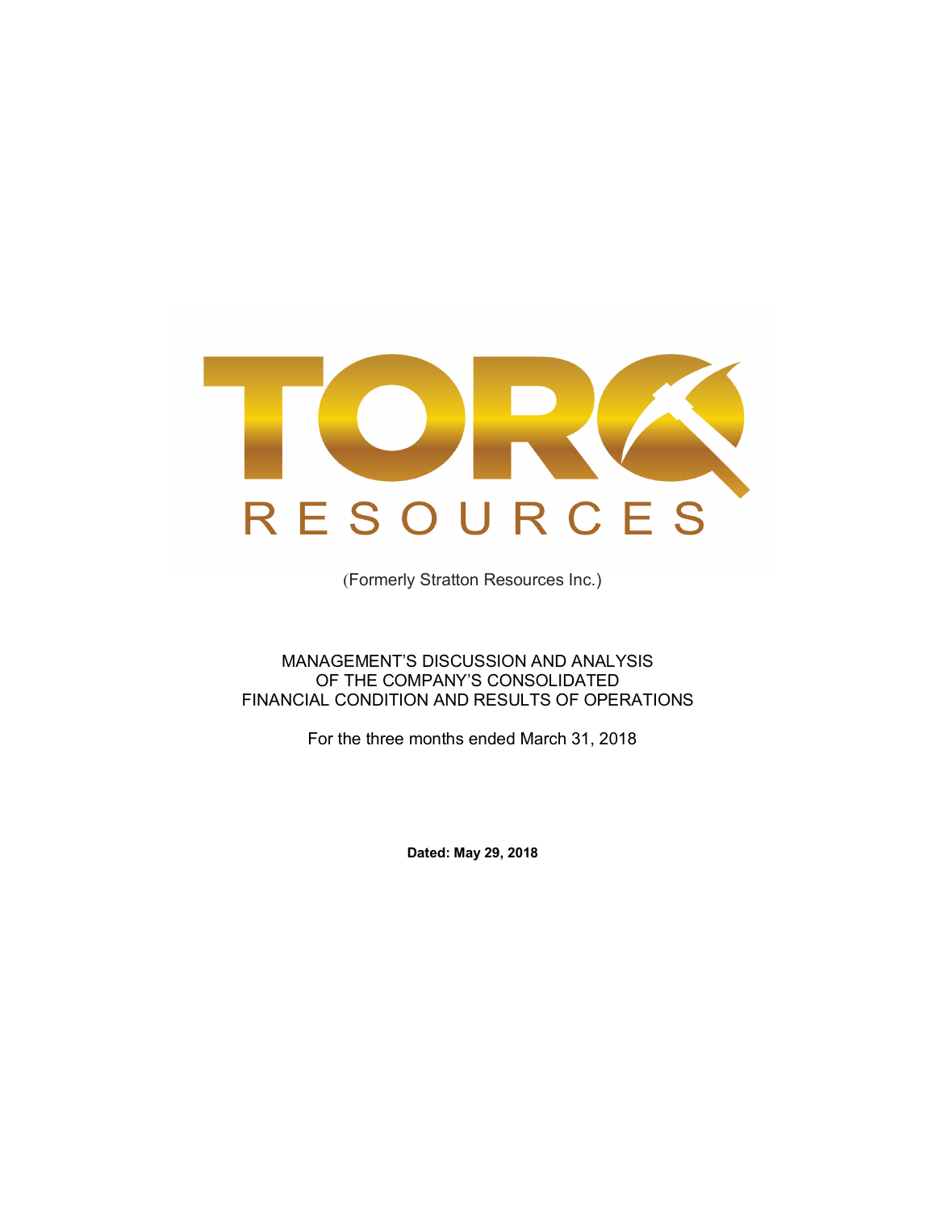# TORQ RESOURCES

(Formerly Stratton Resources Inc.)

MANAGEMENT'S DISCUSSION AND ANALYSIS
OF THE COMPANY'S CONSOLIDATED
FINANCIAL CONDITION AND RESULTS OF OPERATIONS

For the three months ended March 31, 2018

**Dated: May 29, 2018**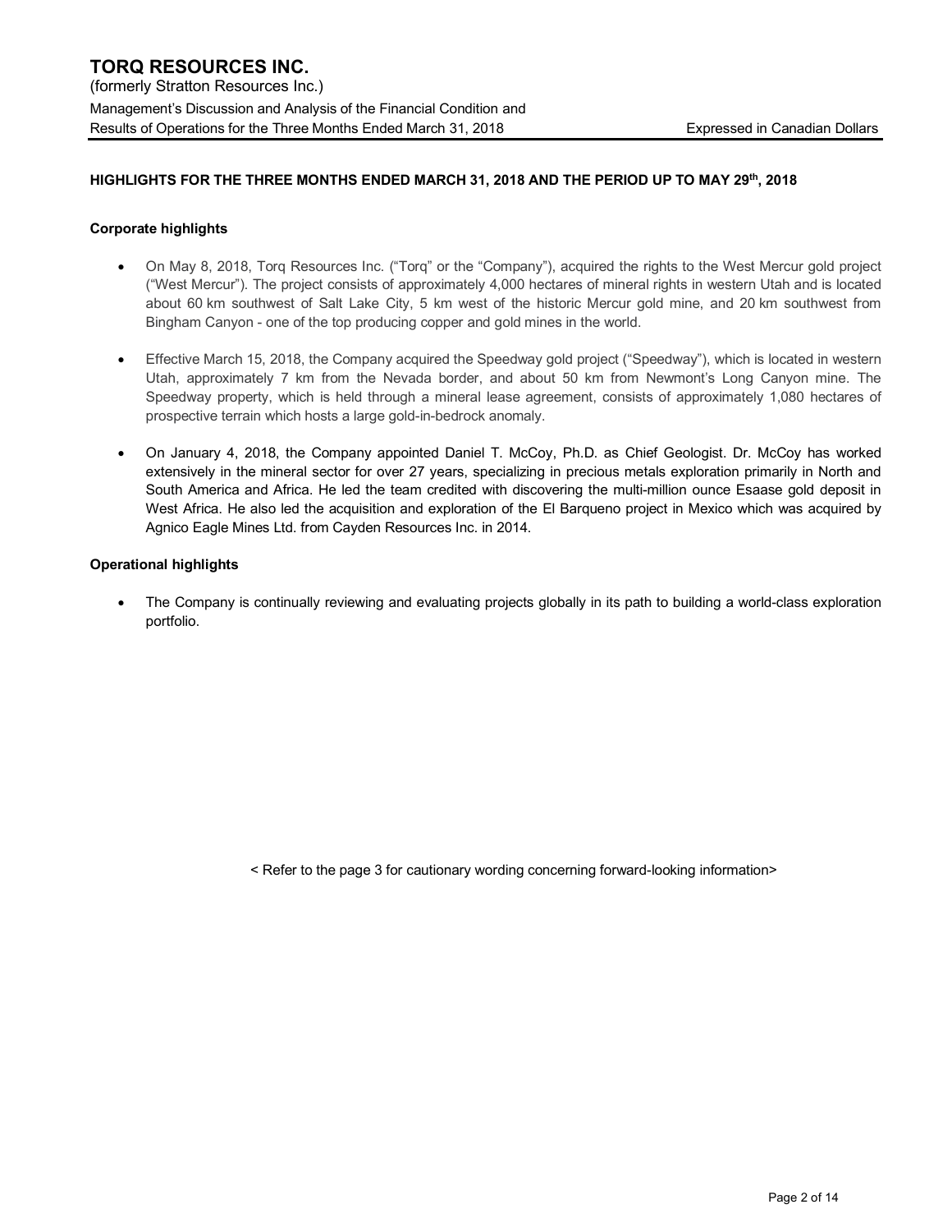## HIGHLIGHTS FOR THE THREE MONTHS ENDED MARCH 31, 2018 AND THE PERIOD UP TO MAY 29th, 2018

### Corporate highlights

- On May 8, 2018, Torq Resources Inc. ("Torq" or the "Company"), acquired the rights to the West Mercur gold project ("West Mercur"). The project consists of approximately 4,000 hectares of mineral rights in western Utah and is located about 60 km southwest of Salt Lake City, 5 km west of the historic Mercur gold mine, and 20 km southwest from Bingham Canyon - one of the top producing copper and gold mines in the world.

- Effective March 15, 2018, the Company acquired the Speedway gold project ("Speedway"), which is located in western Utah, approximately 7 km from the Nevada border, and about 50 km from Newmont's Long Canyon mine. The Speedway property, which is held through a mineral lease agreement, consists of approximately 1,080 hectares of prospective terrain which hosts a large gold-in-bedrock anomaly.

- On January 4, 2018, the Company appointed Daniel T. McCoy, Ph.D. as Chief Geologist. Dr. McCoy has worked extensively in the mineral sector for over 27 years, specializing in precious metals exploration primarily in North and South America and Africa. He led the team credited with discovering the multi-million ounce Esaase gold deposit in West Africa. He also led the acquisition and exploration of the El Barqueno project in Mexico which was acquired by Agnico Eagle Mines Ltd. from Cayden Resources Inc. in 2014.

### Operational highlights

- The Company is continually reviewing and evaluating projects globally in its path to building a world-class exploration portfolio.

< Refer to the page 3 for cautionary wording concerning forward-looking information>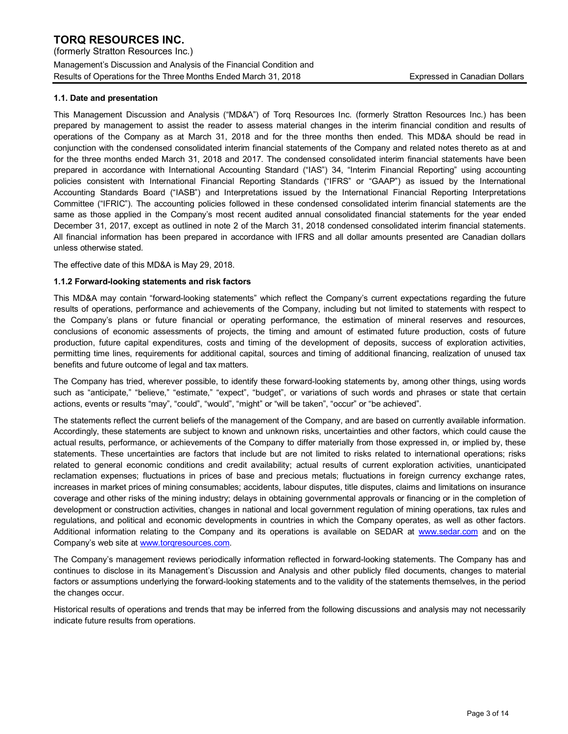#### 1.1. Date and presentation

This Management Discussion and Analysis ("MD&A") of Torq Resources Inc. (formerly Stratton Resources Inc.) has been prepared by management to assist the reader to assess material changes in the interim financial condition and results of operations of the Company as at March 31, 2018 and for the three months then ended. This MD&A should be read in conjunction with the condensed consolidated interim financial statements of the Company and related notes thereto as at and for the three months ended March 31, 2018 and 2017. The condensed consolidated interim financial statements have been prepared in accordance with International Accounting Standard ("IAS") 34, "Interim Financial Reporting" using accounting policies consistent with International Financial Reporting Standards ("IFRS" or "GAAP") as issued by the International Accounting Standards Board ("IASB") and Interpretations issued by the International Financial Reporting Interpretations Committee ("IFRIC"). The accounting policies followed in these condensed consolidated interim financial statements are the same as those applied in the Company's most recent audited annual consolidated financial statements for the year ended December 31, 2017, except as outlined in note 2 of the March 31, 2018 condensed consolidated interim financial statements. All financial information has been prepared in accordance with IFRS and all dollar amounts presented are Canadian dollars unless otherwise stated.

The effective date of this MD&A is May 29, 2018.

#### 1.1.2 Forward-looking statements and risk factors

This MD&A may contain "forward-looking statements" which reflect the Company's current expectations regarding the future results of operations, performance and achievements of the Company, including but not limited to statements with respect to the Company's plans or future financial or operating performance, the estimation of mineral reserves and resources, conclusions of economic assessments of projects, the timing and amount of estimated future production, costs of future production, future capital expenditures, costs and timing of the development of deposits, success of exploration activities, permitting time lines, requirements for additional capital, sources and timing of additional financing, realization of unused tax benefits and future outcome of legal and tax matters.

The Company has tried, wherever possible, to identify these forward-looking statements by, among other things, using words such as "anticipate," "believe," "estimate," "expect", "budget", or variations of such words and phrases or state that certain actions, events or results "may", "could", "would", "might" or "will be taken", "occur" or "be achieved".

The statements reflect the current beliefs of the management of the Company, and are based on currently available information. Accordingly, these statements are subject to known and unknown risks, uncertainties and other factors, which could cause the actual results, performance, or achievements of the Company to differ materially from those expressed in, or implied by, these statements. These uncertainties are factors that include but are not limited to risks related to international operations; risks related to general economic conditions and credit availability; actual results of current exploration activities, unanticipated reclamation expenses; fluctuations in prices of base and precious metals; fluctuations in foreign currency exchange rates, increases in market prices of mining consumables; accidents, labour disputes, title disputes, claims and limitations on insurance coverage and other risks of the mining industry; delays in obtaining governmental approvals or financing or in the completion of development or construction activities, changes in national and local government regulation of mining operations, tax rules and regulations, and political and economic developments in countries in which the Company operates, as well as other factors. Additional information relating to the Company and its operations is available on SEDAR at www.sedar.com and on the Company's web site at www.torqresources.com.

The Company's management reviews periodically information reflected in forward-looking statements. The Company has and continues to disclose in its Management's Discussion and Analysis and other publicly filed documents, changes to material factors or assumptions underlying the forward-looking statements and to the validity of the statements themselves, in the period the changes occur.

Historical results of operations and trends that may be inferred from the following discussions and analysis may not necessarily indicate future results from operations.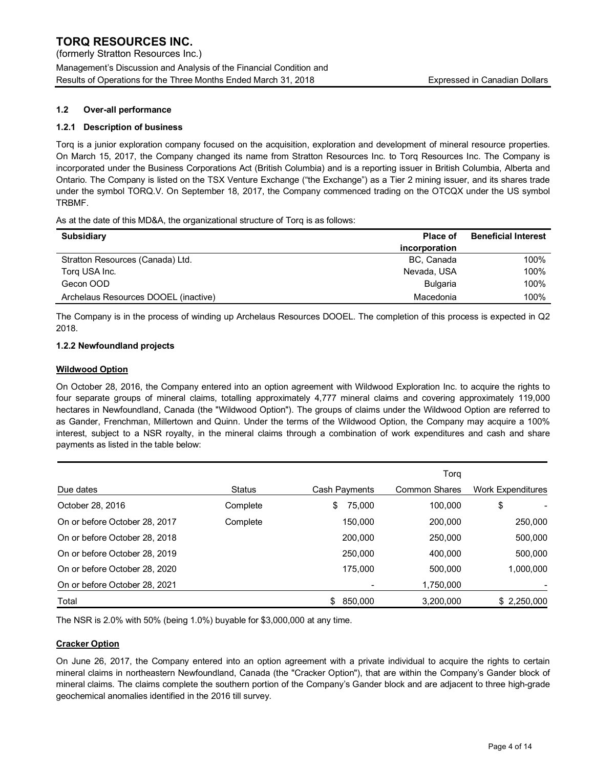## 1.2 Over-all performance

### 1.2.1 Description of business

Torq is a junior exploration company focused on the acquisition, exploration and development of mineral resource properties. On March 15, 2017, the Company changed its name from Stratton Resources Inc. to Torq Resources Inc. The Company is incorporated under the Business Corporations Act (British Columbia) and is a reporting issuer in British Columbia, Alberta and Ontario. The Company is listed on the TSX Venture Exchange ("the Exchange") as a Tier 2 mining issuer, and its shares trade under the symbol TORQ.V. On September 18, 2017, the Company commenced trading on the OTCQX under the US symbol TRBMF.

As at the date of this MD&A, the organizational structure of Torq is as follows:

| Subsidiary | Place of incorporation | Beneficial Interest |
|---|---|---|
| Stratton Resources (Canada) Ltd. | BC, Canada | 100% |
| Torq USA Inc. | Nevada, USA | 100% |
| Gecon OOD | Bulgaria | 100% |
| Archelaus Resources DOOEL (inactive) | Macedonia | 100% |

The Company is in the process of winding up Archelaus Resources DOOEL. The completion of this process is expected in Q2 2018.

### 1.2.2 Newfoundland projects

**Wildwood Option**

On October 28, 2016, the Company entered into an option agreement with Wildwood Exploration Inc. to acquire the rights to four separate groups of mineral claims, totalling approximately 4,777 mineral claims and covering approximately 119,000 hectares in Newfoundland, Canada (the "Wildwood Option"). The groups of claims under the Wildwood Option are referred to as Gander, Frenchman, Millertown and Quinn. Under the terms of the Wildwood Option, the Company may acquire a 100% interest, subject to a NSR royalty, in the mineral claims through a combination of work expenditures and cash and share payments as listed in the table below:

| Due dates | Status | Cash Payments | Torq Common Shares | Work Expenditures |
|---|---|---|---|---|
| October 28, 2016 | Complete | $ 75,000 | 100,000 | $ - |
| On or before October 28, 2017 | Complete | 150,000 | 200,000 | 250,000 |
| On or before October 28, 2018 | | 200,000 | 250,000 | 500,000 |
| On or before October 28, 2019 | | 250,000 | 400,000 | 500,000 |
| On or before October 28, 2020 | | 175,000 | 500,000 | 1,000,000 |
| On or before October 28, 2021 | | - | 1,750,000 | - |
| Total | | $ 850,000 | 3,200,000 | $ 2,250,000 |

The NSR is 2.0% with 50% (being 1.0%) buyable for $3,000,000 at any time.

**Cracker Option**

On June 26, 2017, the Company entered into an option agreement with a private individual to acquire the rights to certain mineral claims in northeastern Newfoundland, Canada (the "Cracker Option"), that are within the Company's Gander block of mineral claims. The claims complete the southern portion of the Company's Gander block and are adjacent to three high-grade geochemical anomalies identified in the 2016 till survey.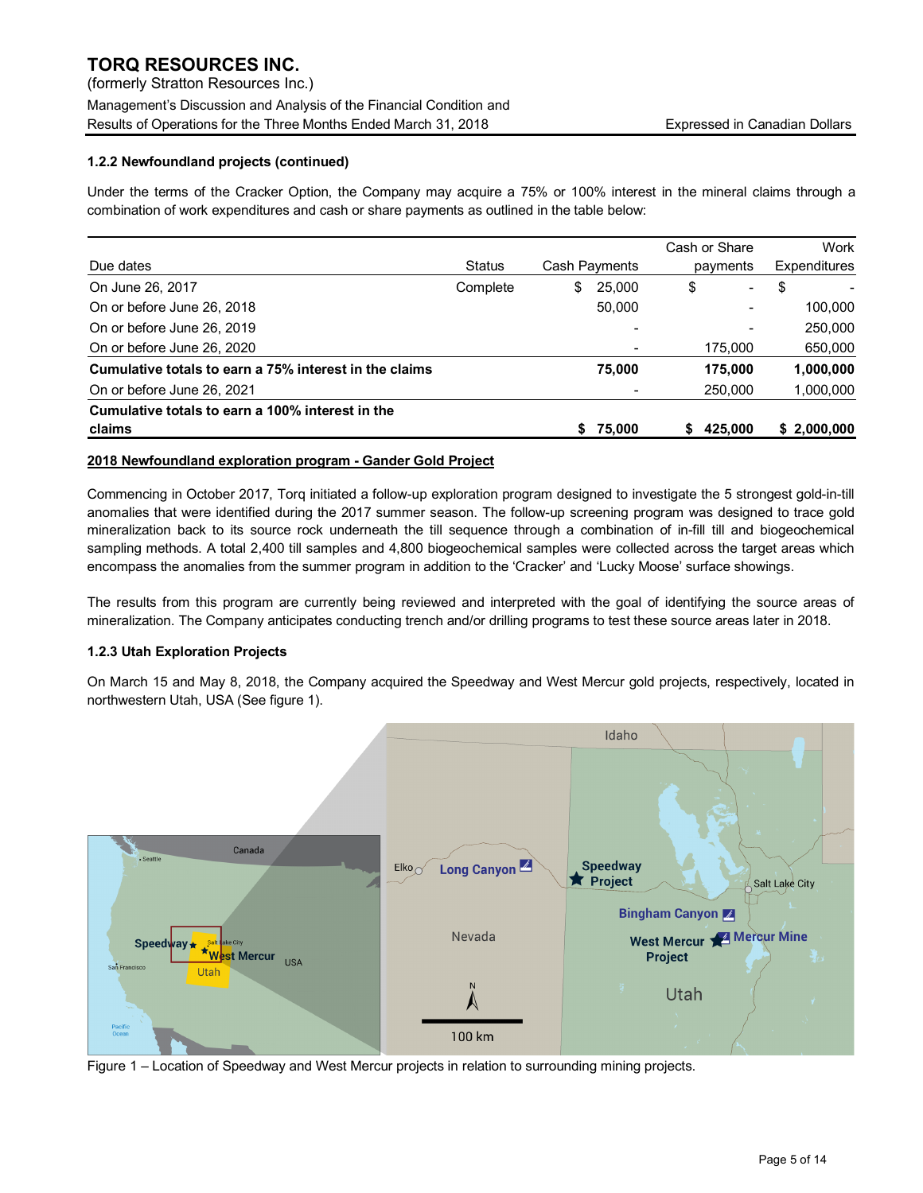### 1.2.2 Newfoundland projects (continued)

Under the terms of the Cracker Option, the Company may acquire a 75% or 100% interest in the mineral claims through a combination of work expenditures and cash or share payments as outlined in the table below:

| Due dates | Status | Cash Payments | Cash or Share payments | Work Expenditures |
|---|---|---|---|---|
| On June 26, 2017 | Complete | $ 25,000 | $ - | $ - |
| On or before June 26, 2018 | | 50,000 | - | 100,000 |
| On or before June 26, 2019 | | - | - | 250,000 |
| On or before June 26, 2020 | | - | 175,000 | 650,000 |
| **Cumulative totals to earn a 75% interest in the claims** | | **75,000** | **175,000** | **1,000,000** |
| On or before June 26, 2021 | | - | 250,000 | 1,000,000 |
| **Cumulative totals to earn a 100% interest in the claims** | | **$ 75,000** | **$ 425,000** | **$ 2,000,000** |

**2018 Newfoundland exploration program - Gander Gold Project**

Commencing in October 2017, Torq initiated a follow-up exploration program designed to investigate the 5 strongest gold-in-till anomalies that were identified during the 2017 summer season. The follow-up screening program was designed to trace gold mineralization back to its source rock underneath the till sequence through a combination of in-fill till and biogeochemical sampling methods. A total 2,400 till samples and 4,800 biogeochemical samples were collected across the target areas which encompass the anomalies from the summer program in addition to the 'Cracker' and 'Lucky Moose' surface showings.

The results from this program are currently being reviewed and interpreted with the goal of identifying the source areas of mineralization. The Company anticipates conducting trench and/or drilling programs to test these source areas later in 2018.

### 1.2.3 Utah Exploration Projects

On March 15 and May 8, 2018, the Company acquired the Speedway and West Mercur gold projects, respectively, located in northwestern Utah, USA (See figure 1).

Figure 1 – Location of Speedway and West Mercur projects in relation to surrounding mining projects.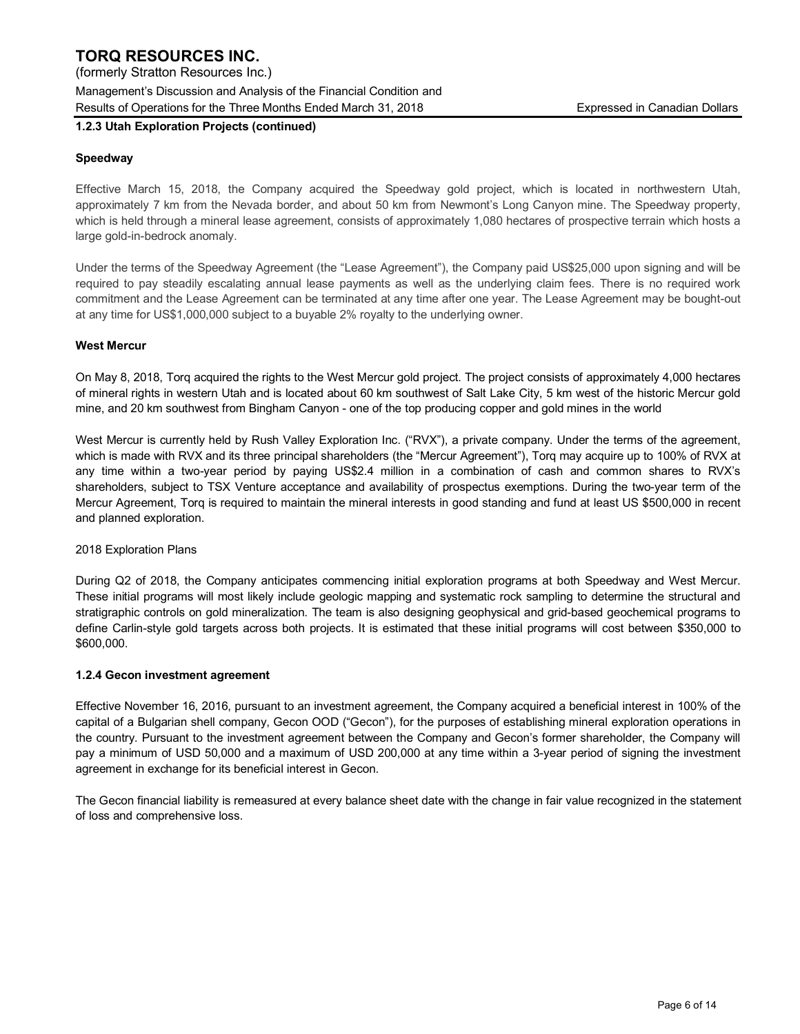### 1.2.3 Utah Exploration Projects (continued)

**Speedway**

Effective March 15, 2018, the Company acquired the Speedway gold project, which is located in northwestern Utah, approximately 7 km from the Nevada border, and about 50 km from Newmont's Long Canyon mine. The Speedway property, which is held through a mineral lease agreement, consists of approximately 1,080 hectares of prospective terrain which hosts a large gold-in-bedrock anomaly.

Under the terms of the Speedway Agreement (the "Lease Agreement"), the Company paid US$25,000 upon signing and will be required to pay steadily escalating annual lease payments as well as the underlying claim fees. There is no required work commitment and the Lease Agreement can be terminated at any time after one year. The Lease Agreement may be bought-out at any time for US$1,000,000 subject to a buyable 2% royalty to the underlying owner.

**West Mercur**

On May 8, 2018, Torq acquired the rights to the West Mercur gold project. The project consists of approximately 4,000 hectares of mineral rights in western Utah and is located about 60 km southwest of Salt Lake City, 5 km west of the historic Mercur gold mine, and 20 km southwest from Bingham Canyon - one of the top producing copper and gold mines in the world

West Mercur is currently held by Rush Valley Exploration Inc. ("RVX"), a private company. Under the terms of the agreement, which is made with RVX and its three principal shareholders (the "Mercur Agreement"), Torq may acquire up to 100% of RVX at any time within a two-year period by paying US$2.4 million in a combination of cash and common shares to RVX's shareholders, subject to TSX Venture acceptance and availability of prospectus exemptions. During the two-year term of the Mercur Agreement, Torq is required to maintain the mineral interests in good standing and fund at least US $500,000 in recent and planned exploration.

2018 Exploration Plans

During Q2 of 2018, the Company anticipates commencing initial exploration programs at both Speedway and West Mercur. These initial programs will most likely include geologic mapping and systematic rock sampling to determine the structural and stratigraphic controls on gold mineralization. The team is also designing geophysical and grid-based geochemical programs to define Carlin-style gold targets across both projects. It is estimated that these initial programs will cost between $350,000 to $600,000.

### 1.2.4 Gecon investment agreement

Effective November 16, 2016, pursuant to an investment agreement, the Company acquired a beneficial interest in 100% of the capital of a Bulgarian shell company, Gecon OOD ("Gecon"), for the purposes of establishing mineral exploration operations in the country. Pursuant to the investment agreement between the Company and Gecon's former shareholder, the Company will pay a minimum of USD 50,000 and a maximum of USD 200,000 at any time within a 3-year period of signing the investment agreement in exchange for its beneficial interest in Gecon.

The Gecon financial liability is remeasured at every balance sheet date with the change in fair value recognized in the statement of loss and comprehensive loss.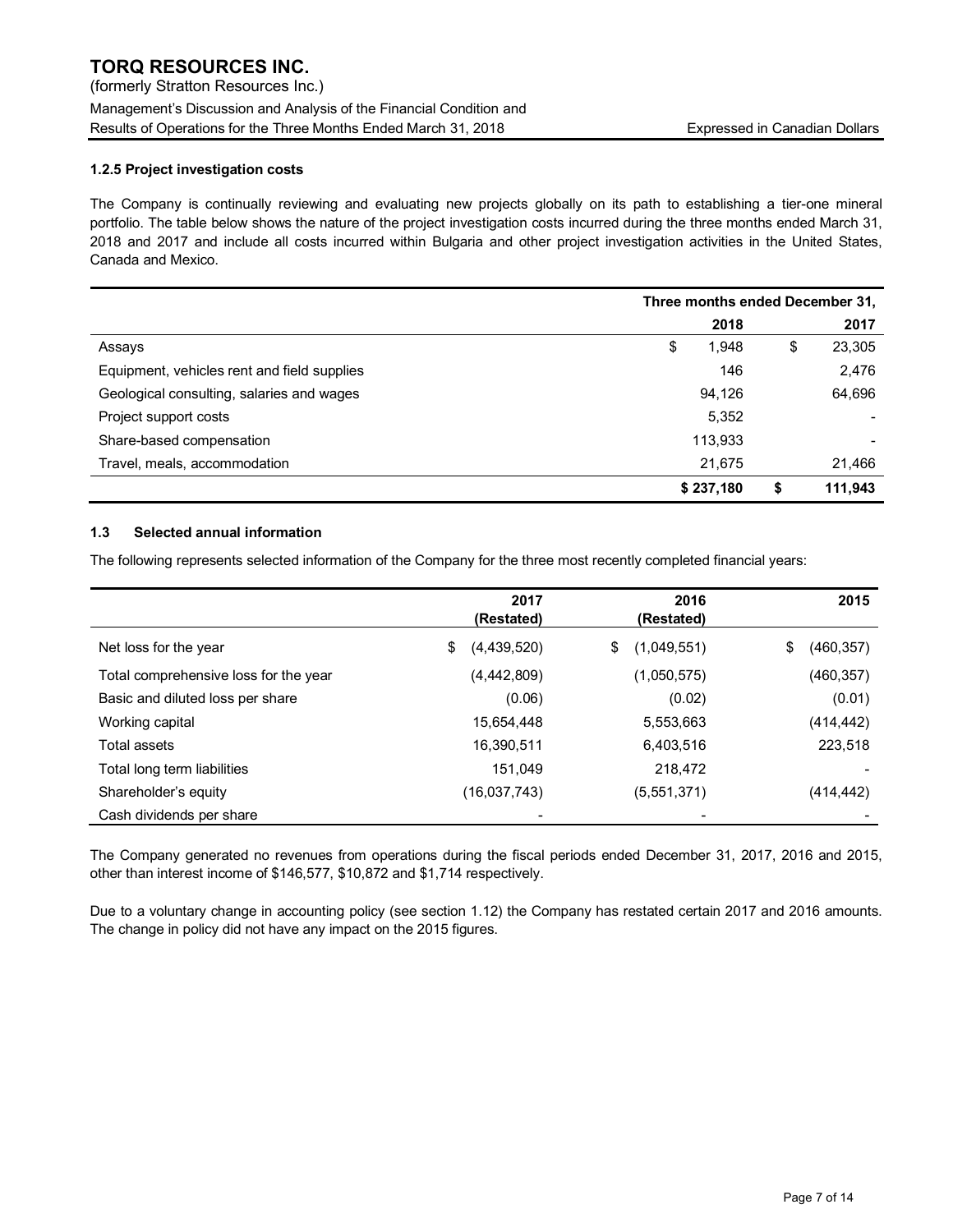### 1.2.5 Project investigation costs

The Company is continually reviewing and evaluating new projects globally on its path to establishing a tier-one mineral portfolio. The table below shows the nature of the project investigation costs incurred during the three months ended March 31, 2018 and 2017 and include all costs incurred within Bulgaria and other project investigation activities in the United States, Canada and Mexico.

| | Three months ended December 31, | |
|---|---|---|
| | **2018** | **2017** |
| Assays | $ 1,948 | $ 23,305 |
| Equipment, vehicles rent and field supplies | 146 | 2,476 |
| Geological consulting, salaries and wages | 94,126 | 64,696 |
| Project support costs | 5,352 | - |
| Share-based compensation | 113,933 | - |
| Travel, meals, accommodation | 21,675 | 21,466 |
| | **$ 237,180** | **$ 111,943** |

### 1.3 Selected annual information

The following represents selected information of the Company for the three most recently completed financial years:

| | 2017 (Restated) | 2016 (Restated) | 2015 |
|---|---|---|---|
| Net loss for the year | $ (4,439,520) | $ (1,049,551) | $ (460,357) |
| Total comprehensive loss for the year | (4,442,809) | (1,050,575) | (460,357) |
| Basic and diluted loss per share | (0.06) | (0.02) | (0.01) |
| Working capital | 15,654,448 | 5,553,663 | (414,442) |
| Total assets | 16,390,511 | 6,403,516 | 223,518 |
| Total long term liabilities | 151,049 | 218,472 | - |
| Shareholder's equity | (16,037,743) | (5,551,371) | (414,442) |
| Cash dividends per share | - | - | - |

The Company generated no revenues from operations during the fiscal periods ended December 31, 2017, 2016 and 2015, other than interest income of $146,577, $10,872 and $1,714 respectively.

Due to a voluntary change in accounting policy (see section 1.12) the Company has restated certain 2017 and 2016 amounts. The change in policy did not have any impact on the 2015 figures.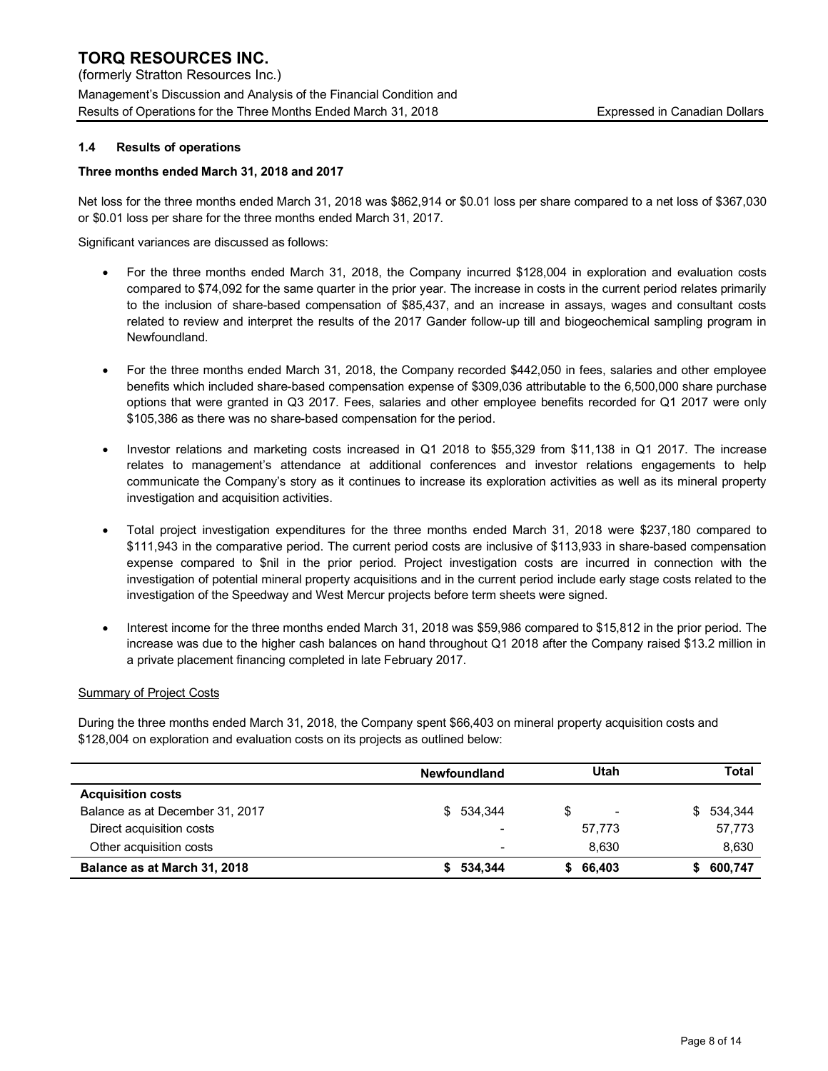### 1.4 Results of operations

**Three months ended March 31, 2018 and 2017**

Net loss for the three months ended March 31, 2018 was $862,914 or $0.01 loss per share compared to a net loss of $367,030 or $0.01 loss per share for the three months ended March 31, 2017.

Significant variances are discussed as follows:

- For the three months ended March 31, 2018, the Company incurred $128,004 in exploration and evaluation costs compared to $74,092 for the same quarter in the prior year. The increase in costs in the current period relates primarily to the inclusion of share-based compensation of $85,437, and an increase in assays, wages and consultant costs related to review and interpret the results of the 2017 Gander follow-up till and biogeochemical sampling program in Newfoundland.
- For the three months ended March 31, 2018, the Company recorded $442,050 in fees, salaries and other employee benefits which included share-based compensation expense of $309,036 attributable to the 6,500,000 share purchase options that were granted in Q3 2017. Fees, salaries and other employee benefits recorded for Q1 2017 were only $105,386 as there was no share-based compensation for the period.
- Investor relations and marketing costs increased in Q1 2018 to $55,329 from $11,138 in Q1 2017. The increase relates to management's attendance at additional conferences and investor relations engagements to help communicate the Company's story as it continues to increase its exploration activities as well as its mineral property investigation and acquisition activities.
- Total project investigation expenditures for the three months ended March 31, 2018 were $237,180 compared to $111,943 in the comparative period. The current period costs are inclusive of $113,933 in share-based compensation expense compared to $nil in the prior period. Project investigation costs are incurred in connection with the investigation of potential mineral property acquisitions and in the current period include early stage costs related to the investigation of the Speedway and West Mercur projects before term sheets were signed.
- Interest income for the three months ended March 31, 2018 was $59,986 compared to $15,812 in the prior period. The increase was due to the higher cash balances on hand throughout Q1 2018 after the Company raised $13.2 million in a private placement financing completed in late February 2017.

Summary of Project Costs

During the three months ended March 31, 2018, the Company spent $66,403 on mineral property acquisition costs and $128,004 on exploration and evaluation costs on its projects as outlined below:

| | Newfoundland | Utah | Total |
|---|---|---|---|
| **Acquisition costs** | | | |
| Balance as at December 31, 2017 | $ 534,344 | $ - | $ 534,344 |
| Direct acquisition costs | - | 57,773 | 57,773 |
| Other acquisition costs | - | 8,630 | 8,630 |
| **Balance as at March 31, 2018** | **$ 534,344** | **$ 66,403** | **$ 600,747** |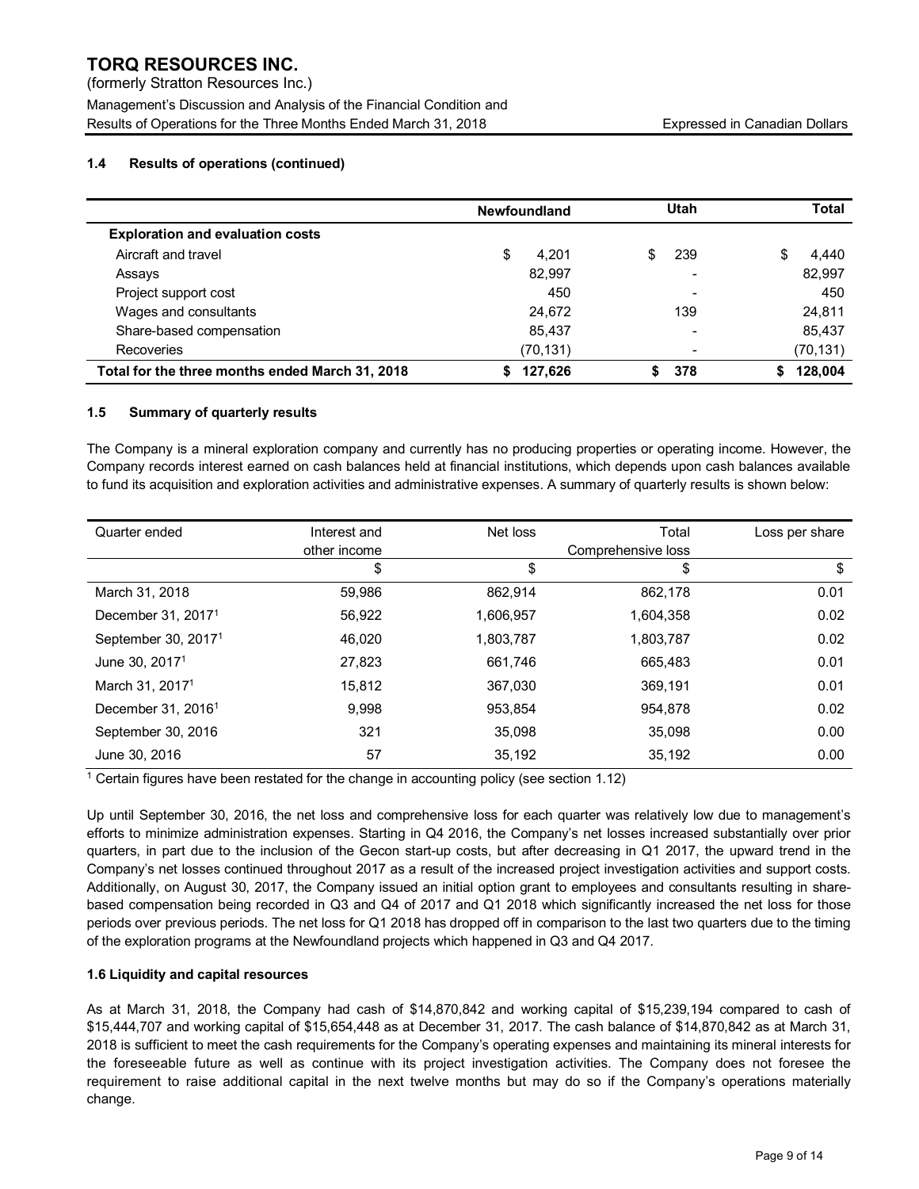### 1.4 Results of operations (continued)

| | Newfoundland | Utah | Total |
|---|---|---|---|
| **Exploration and evaluation costs** | | | |
| Aircraft and travel | $ 4,201 | $ 239 | $ 4,440 |
| Assays | 82,997 | - | 82,997 |
| Project support cost | 450 | - | 450 |
| Wages and consultants | 24,672 | 139 | 24,811 |
| Share-based compensation | 85,437 | - | 85,437 |
| Recoveries | (70,131) | - | (70,131) |
| **Total for the three months ended March 31, 2018** | **$ 127,626** | **$ 378** | **$ 128,004** |

### 1.5 Summary of quarterly results

The Company is a mineral exploration company and currently has no producing properties or operating income. However, the Company records interest earned on cash balances held at financial institutions, which depends upon cash balances available to fund its acquisition and exploration activities and administrative expenses. A summary of quarterly results is shown below:

| Quarter ended | Interest and other income | Net loss | Total Comprehensive loss | Loss per share |
|---|---|---|---|---|
| | $ | $ | $ | $ |
| March 31, 2018 | 59,986 | 862,914 | 862,178 | 0.01 |
| December 31, 2017[1] | 56,922 | 1,606,957 | 1,604,358 | 0.02 |
| September 30, 2017[1] | 46,020 | 1,803,787 | 1,803,787 | 0.02 |
| June 30, 2017[1] | 27,823 | 661,746 | 665,483 | 0.01 |
| March 31, 2017[1] | 15,812 | 367,030 | 369,191 | 0.01 |
| December 31, 2016[1] | 9,998 | 953,854 | 954,878 | 0.02 |
| September 30, 2016 | 321 | 35,098 | 35,098 | 0.00 |
| June 30, 2016 | 57 | 35,192 | 35,192 | 0.00 |

[1] Certain figures have been restated for the change in accounting policy (see section 1.12)

Up until September 30, 2016, the net loss and comprehensive loss for each quarter was relatively low due to management's efforts to minimize administration expenses. Starting in Q4 2016, the Company's net losses increased substantially over prior quarters, in part due to the inclusion of the Gecon start-up costs, but after decreasing in Q1 2017, the upward trend in the Company's net losses continued throughout 2017 as a result of the increased project investigation activities and support costs. Additionally, on August 30, 2017, the Company issued an initial option grant to employees and consultants resulting in share-based compensation being recorded in Q3 and Q4 of 2017 and Q1 2018 which significantly increased the net loss for those periods over previous periods. The net loss for Q1 2018 has dropped off in comparison to the last two quarters due to the timing of the exploration programs at the Newfoundland projects which happened in Q3 and Q4 2017.

### 1.6 Liquidity and capital resources

As at March 31, 2018, the Company had cash of $14,870,842 and working capital of $15,239,194 compared to cash of $15,444,707 and working capital of $15,654,448 as at December 31, 2017. The cash balance of $14,870,842 as at March 31, 2018 is sufficient to meet the cash requirements for the Company's operating expenses and maintaining its mineral interests for the foreseeable future as well as continue with its project investigation activities. The Company does not foresee the requirement to raise additional capital in the next twelve months but may do so if the Company's operations materially change.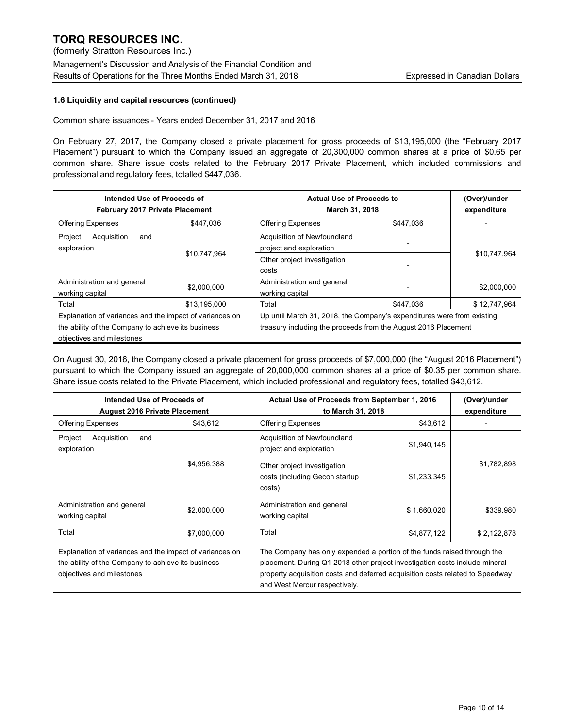### 1.6 Liquidity and capital resources (continued)

Common share issuances - Years ended December 31, 2017 and 2016

On February 27, 2017, the Company closed a private placement for gross proceeds of $13,195,000 (the "February 2017 Placement") pursuant to which the Company issued an aggregate of 20,300,000 common shares at a price of $0.65 per common share. Share issue costs related to the February 2017 Private Placement, which included commissions and professional and regulatory fees, totalled $447,036.

| Intended Use of Proceeds of February 2017 Private Placement | | Actual Use of Proceeds to March 31, 2018 | | (Over)/under expenditure |
|---|---|---|---|---|
| Offering Expenses | $447,036 | Offering Expenses | $447,036 | - |
| Project Acquisition and exploration | $10,747,964 | Acquisition of Newfoundland project and exploration | - | $10,747,964 |
| | | Other project investigation costs | - | |
| Administration and general working capital | $2,000,000 | Administration and general working capital | - | $2,000,000 |
| Total | $13,195,000 | Total | $447,036 | $ 12,747,964 |
| Explanation of variances and the impact of variances on the ability of the Company to achieve its business objectives and milestones | | Up until March 31, 2018, the Company's expenditures were from existing treasury including the proceeds from the August 2016 Placement | | |

On August 30, 2016, the Company closed a private placement for gross proceeds of $7,000,000 (the "August 2016 Placement") pursuant to which the Company issued an aggregate of 20,000,000 common shares at a price of $0.35 per common share. Share issue costs related to the Private Placement, which included professional and regulatory fees, totalled $43,612.

| Intended Use of Proceeds of August 2016 Private Placement | | Actual Use of Proceeds from September 1, 2016 to March 31, 2018 | | (Over)/under expenditure |
|---|---|---|---|---|
| Offering Expenses | $43,612 | Offering Expenses | $43,612 | - |
| Project Acquisition and exploration | $4,956,388 | Acquisition of Newfoundland project and exploration | $1,940,145 | $1,782,898 |
| | | Other project investigation costs (including Gecon startup costs) | $1,233,345 | |
| Administration and general working capital | $2,000,000 | Administration and general working capital | $ 1,660,020 | $339,980 |
| Total | $7,000,000 | Total | $4,877,122 | $ 2,122,878 |
| Explanation of variances and the impact of variances on the ability of the Company to achieve its business objectives and milestones | | The Company has only expended a portion of the funds raised through the placement. During Q1 2018 other project investigation costs include mineral property acquisition costs and deferred acquisition costs related to Speedway and West Mercur respectively. | | |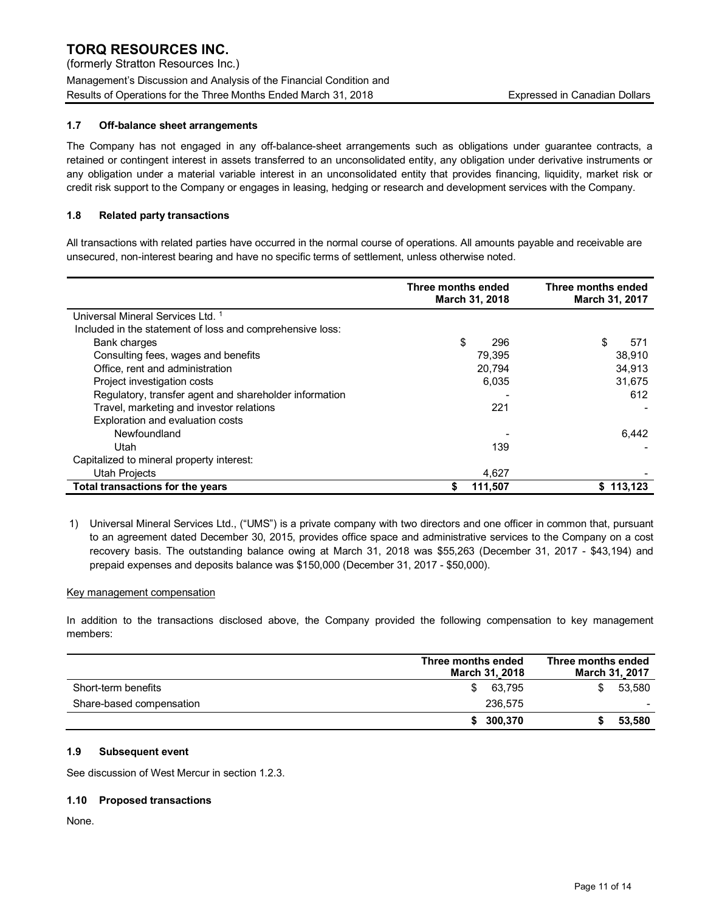### 1.7 Off-balance sheet arrangements

The Company has not engaged in any off-balance-sheet arrangements such as obligations under guarantee contracts, a retained or contingent interest in assets transferred to an unconsolidated entity, any obligation under derivative instruments or any obligation under a material variable interest in an unconsolidated entity that provides financing, liquidity, market risk or credit risk support to the Company or engages in leasing, hedging or research and development services with the Company.

### 1.8 Related party transactions

All transactions with related parties have occurred in the normal course of operations. All amounts payable and receivable are unsecured, non-interest bearing and have no specific terms of settlement, unless otherwise noted.

| | Three months ended March 31, 2018 | Three months ended March 31, 2017 |
|---|---|---|
| Universal Mineral Services Ltd. [1] | | |
| Included in the statement of loss and comprehensive loss: | | |
| Bank charges | $ 296 | $ 571 |
| Consulting fees, wages and benefits | 79,395 | 38,910 |
| Office, rent and administration | 20,794 | 34,913 |
| Project investigation costs | 6,035 | 31,675 |
| Regulatory, transfer agent and shareholder information | - | 612 |
| Travel, marketing and investor relations | 221 | - |
| Exploration and evaluation costs | | |
| Newfoundland | - | 6,442 |
| Utah | 139 | - |
| Capitalized to mineral property interest: | | |
| Utah Projects | 4,627 | - |
| **Total transactions for the years** | **$ 111,507** | **$ 113,123** |

1) Universal Mineral Services Ltd., ("UMS") is a private company with two directors and one officer in common that, pursuant to an agreement dated December 30, 2015, provides office space and administrative services to the Company on a cost recovery basis. The outstanding balance owing at March 31, 2018 was $55,263 (December 31, 2017 - $43,194) and prepaid expenses and deposits balance was $150,000 (December 31, 2017 - $50,000).

Key management compensation

In addition to the transactions disclosed above, the Company provided the following compensation to key management members:

| | Three months ended March 31, 2018 | Three months ended March 31, 2017 |
|---|---|---|
| Short-term benefits | $ 63,795 | $ 53,580 |
| Share-based compensation | 236,575 | - |
| | **$ 300,370** | **$ 53,580** |

### 1.9 Subsequent event

See discussion of West Mercur in section 1.2.3.

### 1.10 Proposed transactions

None.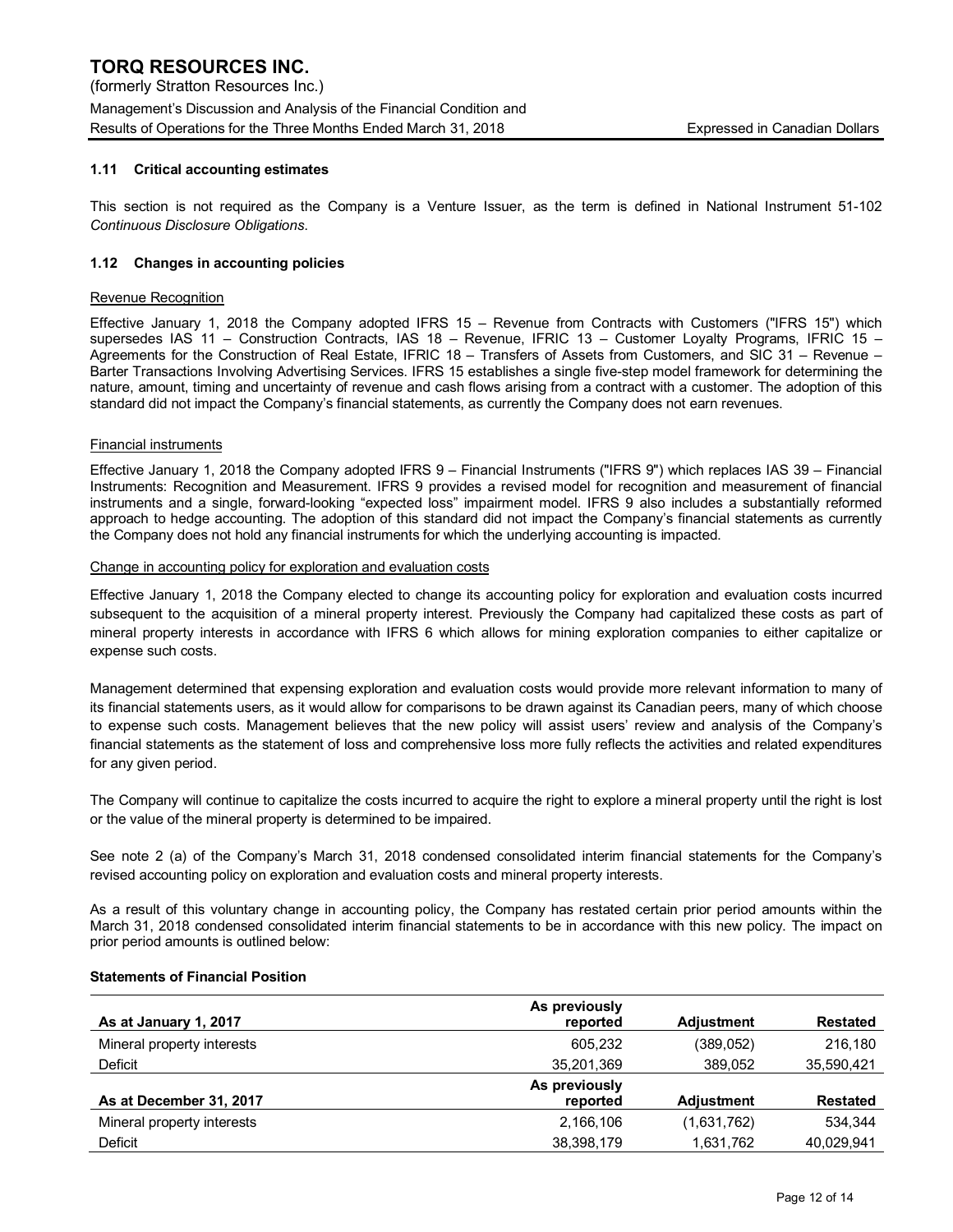### 1.11 Critical accounting estimates

This section is not required as the Company is a Venture Issuer, as the term is defined in National Instrument 51-102 *Continuous Disclosure Obligations*.

### 1.12 Changes in accounting policies

Revenue Recognition

Effective January 1, 2018 the Company adopted IFRS 15 – Revenue from Contracts with Customers ("IFRS 15") which supersedes IAS 11 – Construction Contracts, IAS 18 – Revenue, IFRIC 13 – Customer Loyalty Programs, IFRIC 15 – Agreements for the Construction of Real Estate, IFRIC 18 – Transfers of Assets from Customers, and SIC 31 – Revenue – Barter Transactions Involving Advertising Services. IFRS 15 establishes a single five-step model framework for determining the nature, amount, timing and uncertainty of revenue and cash flows arising from a contract with a customer. The adoption of this standard did not impact the Company's financial statements, as currently the Company does not earn revenues.

Financial instruments

Effective January 1, 2018 the Company adopted IFRS 9 – Financial Instruments ("IFRS 9") which replaces IAS 39 – Financial Instruments: Recognition and Measurement. IFRS 9 provides a revised model for recognition and measurement of financial instruments and a single, forward-looking "expected loss" impairment model. IFRS 9 also includes a substantially reformed approach to hedge accounting. The adoption of this standard did not impact the Company's financial statements as currently the Company does not hold any financial instruments for which the underlying accounting is impacted.

Change in accounting policy for exploration and evaluation costs

Effective January 1, 2018 the Company elected to change its accounting policy for exploration and evaluation costs incurred subsequent to the acquisition of a mineral property interest. Previously the Company had capitalized these costs as part of mineral property interests in accordance with IFRS 6 which allows for mining exploration companies to either capitalize or expense such costs.

Management determined that expensing exploration and evaluation costs would provide more relevant information to many of its financial statements users, as it would allow for comparisons to be drawn against its Canadian peers, many of which choose to expense such costs. Management believes that the new policy will assist users' review and analysis of the Company's financial statements as the statement of loss and comprehensive loss more fully reflects the activities and related expenditures for any given period.

The Company will continue to capitalize the costs incurred to acquire the right to explore a mineral property until the right is lost or the value of the mineral property is determined to be impaired.

See note 2 (a) of the Company's March 31, 2018 condensed consolidated interim financial statements for the Company's revised accounting policy on exploration and evaluation costs and mineral property interests.

As a result of this voluntary change in accounting policy, the Company has restated certain prior period amounts within the March 31, 2018 condensed consolidated interim financial statements to be in accordance with this new policy. The impact on prior period amounts is outlined below:

**Statements of Financial Position**

| As at January 1, 2017 | As previously reported | Adjustment | Restated |
|---|---|---|---|
| Mineral property interests | 605,232 | (389,052) | 216,180 |
| Deficit | 35,201,369 | 389,052 | 35,590,421 |
| **As at December 31, 2017** | **As previously reported** | **Adjustment** | **Restated** |
| Mineral property interests | 2,166,106 | (1,631,762) | 534,344 |
| Deficit | 38,398,179 | 1,631,762 | 40,029,941 |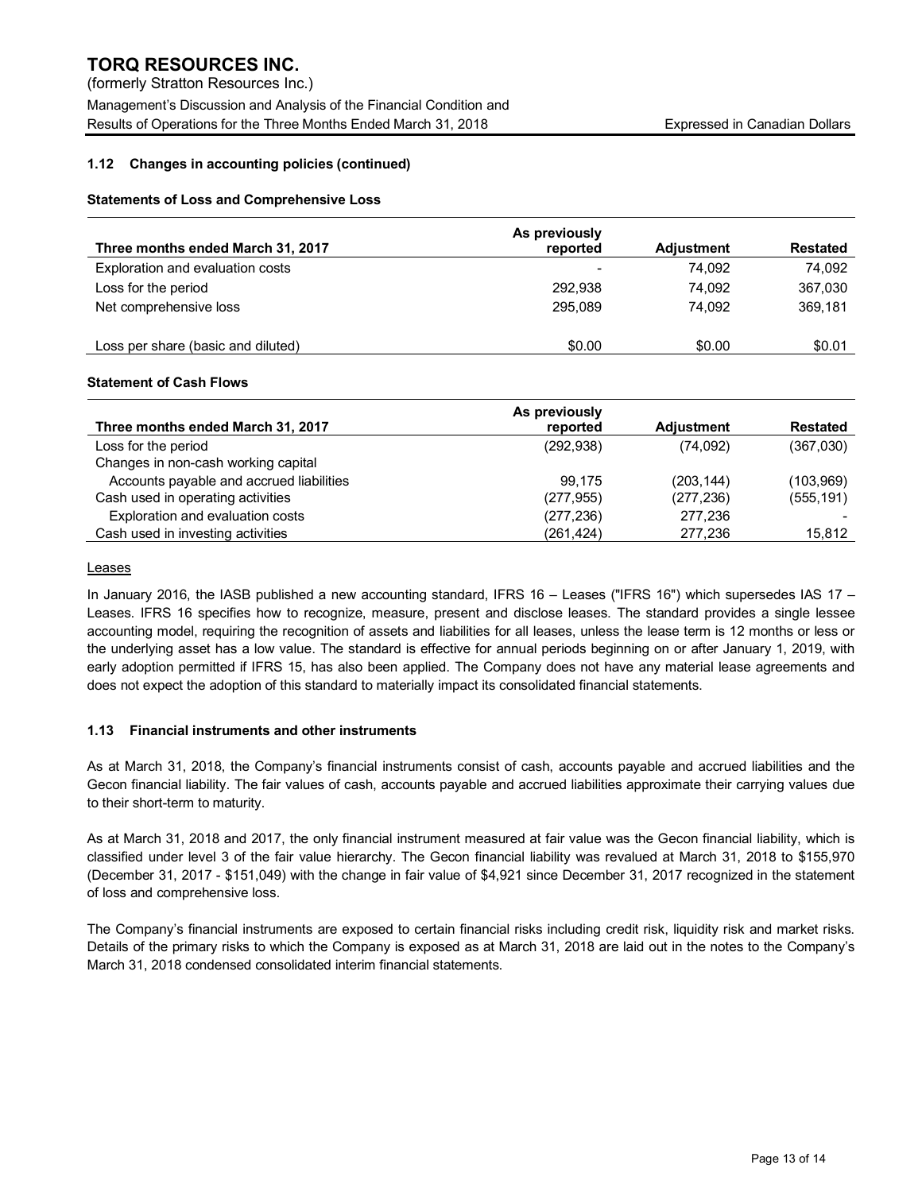### 1.12 Changes in accounting policies (continued)

**Statements of Loss and Comprehensive Loss**

| Three months ended March 31, 2017 | As previously reported | Adjustment | Restated |
|---|---|---|---|
| Exploration and evaluation costs | - | 74,092 | 74,092 |
| Loss for the period | 292,938 | 74,092 | 367,030 |
| Net comprehensive loss | 295,089 | 74,092 | 369,181 |
| Loss per share (basic and diluted) | \$0.00 | \$0.00 | \$0.01 |

**Statement of Cash Flows**

| Three months ended March 31, 2017 | As previously reported | Adjustment | Restated |
|---|---|---|---|
| Loss for the period | (292,938) | (74,092) | (367,030) |
| Changes in non-cash working capital | | | |
| Accounts payable and accrued liabilities | 99,175 | (203,144) | (103,969) |
| Cash used in operating activities | (277,955) | (277,236) | (555,191) |
| Exploration and evaluation costs | (277,236) | 277,236 | - |
| Cash used in investing activities | (261,424) | 277,236 | 15,812 |

<u>Leases</u>

In January 2016, the IASB published a new accounting standard, IFRS 16 – Leases ("IFRS 16") which supersedes IAS 17 – Leases. IFRS 16 specifies how to recognize, measure, present and disclose leases. The standard provides a single lessee accounting model, requiring the recognition of assets and liabilities for all leases, unless the lease term is 12 months or less or the underlying asset has a low value. The standard is effective for annual periods beginning on or after January 1, 2019, with early adoption permitted if IFRS 15, has also been applied. The Company does not have any material lease agreements and does not expect the adoption of this standard to materially impact its consolidated financial statements.

### 1.13 Financial instruments and other instruments

As at March 31, 2018, the Company's financial instruments consist of cash, accounts payable and accrued liabilities and the Gecon financial liability. The fair values of cash, accounts payable and accrued liabilities approximate their carrying values due to their short-term to maturity.

As at March 31, 2018 and 2017, the only financial instrument measured at fair value was the Gecon financial liability, which is classified under level 3 of the fair value hierarchy. The Gecon financial liability was revalued at March 31, 2018 to \$155,970 (December 31, 2017 - \$151,049) with the change in fair value of \$4,921 since December 31, 2017 recognized in the statement of loss and comprehensive loss.

The Company's financial instruments are exposed to certain financial risks including credit risk, liquidity risk and market risks. Details of the primary risks to which the Company is exposed as at March 31, 2018 are laid out in the notes to the Company's March 31, 2018 condensed consolidated interim financial statements.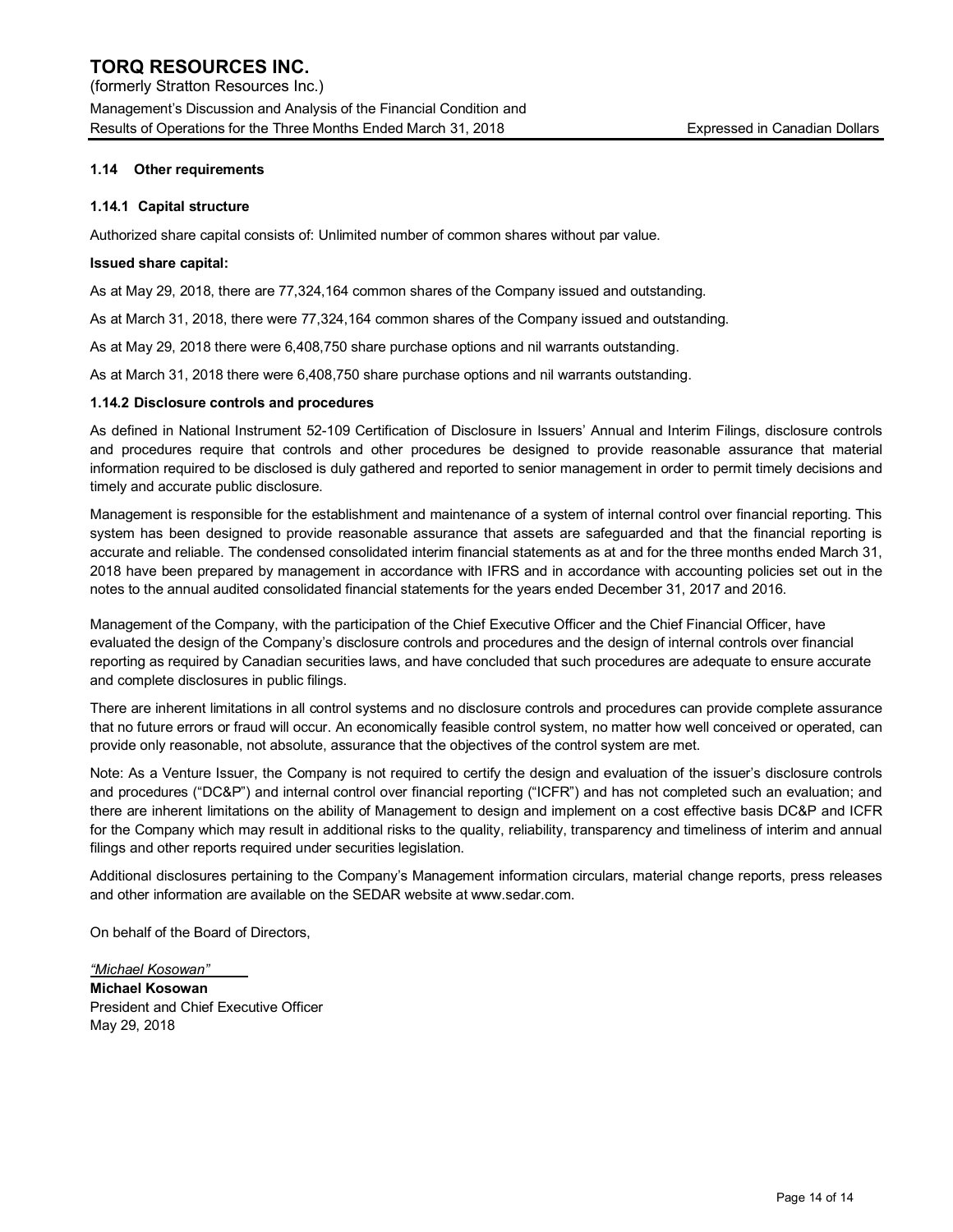### 1.14 Other requirements

#### 1.14.1 Capital structure

Authorized share capital consists of: Unlimited number of common shares without par value.

**Issued share capital:**

As at May 29, 2018, there are 77,324,164 common shares of the Company issued and outstanding.

As at March 31, 2018, there were 77,324,164 common shares of the Company issued and outstanding.

As at May 29, 2018 there were 6,408,750 share purchase options and nil warrants outstanding.

As at March 31, 2018 there were 6,408,750 share purchase options and nil warrants outstanding.

#### 1.14.2 Disclosure controls and procedures

As defined in National Instrument 52-109 Certification of Disclosure in Issuers' Annual and Interim Filings, disclosure controls and procedures require that controls and other procedures be designed to provide reasonable assurance that material information required to be disclosed is duly gathered and reported to senior management in order to permit timely decisions and timely and accurate public disclosure.

Management is responsible for the establishment and maintenance of a system of internal control over financial reporting. This system has been designed to provide reasonable assurance that assets are safeguarded and that the financial reporting is accurate and reliable. The condensed consolidated interim financial statements as at and for the three months ended March 31, 2018 have been prepared by management in accordance with IFRS and in accordance with accounting policies set out in the notes to the annual audited consolidated financial statements for the years ended December 31, 2017 and 2016.

Management of the Company, with the participation of the Chief Executive Officer and the Chief Financial Officer, have evaluated the design of the Company's disclosure controls and procedures and the design of internal controls over financial reporting as required by Canadian securities laws, and have concluded that such procedures are adequate to ensure accurate and complete disclosures in public filings.

There are inherent limitations in all control systems and no disclosure controls and procedures can provide complete assurance that no future errors or fraud will occur. An economically feasible control system, no matter how well conceived or operated, can provide only reasonable, not absolute, assurance that the objectives of the control system are met.

Note: As a Venture Issuer, the Company is not required to certify the design and evaluation of the issuer's disclosure controls and procedures ("DC&P") and internal control over financial reporting ("ICFR") and has not completed such an evaluation; and there are inherent limitations on the ability of Management to design and implement on a cost effective basis DC&P and ICFR for the Company which may result in additional risks to the quality, reliability, transparency and timeliness of interim and annual filings and other reports required under securities legislation.

Additional disclosures pertaining to the Company's Management information circulars, material change reports, press releases and other information are available on the SEDAR website at www.sedar.com.

On behalf of the Board of Directors,

*"Michael Kosowan"*

**Michael Kosowan**
President and Chief Executive Officer
May 29, 2018